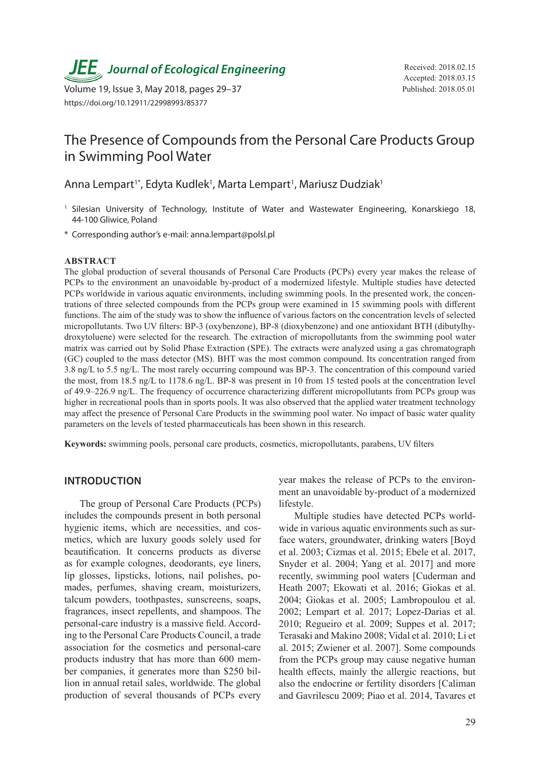# The Presence of Compounds from the Personal Care Products Group in Swimming Pool Water

Anna Lempart[1*], Edyta Kudlek[1], Marta Lempart[1], Mariusz Dudziak[1]

[1] Silesian University of Technology, Institute of Water and Wastewater Engineering, Konarskiego 18, 44-100 Gliwice, Poland

\* Corresponding author's e-mail: anna.lempart@polsl.pl

Received: 2018.02.15
Accepted: 2018.03.15
Published: 2018.05.01

https://doi.org/10.12911/22998993/85377

## ABSTRACT

The global production of several thousands of Personal Care Products (PCPs) every year makes the release of PCPs to the environment an unavoidable by-product of a modernized lifestyle. Multiple studies have detected PCPs worldwide in various aquatic environments, including swimming pools. In the presented work, the concentrations of three selected compounds from the PCPs group were examined in 15 swimming pools with different functions. The aim of the study was to show the influence of various factors on the concentration levels of selected micropollutants. Two UV filters: BP-3 (oxybenzone), BP-8 (dioxybenzone) and one antioxidant BTH (dibutylhydroxytoluene) were selected for the research. The extraction of micropollutants from the swimming pool water matrix was carried out by Solid Phase Extraction (SPE). The extracts were analyzed using a gas chromatograph (GC) coupled to the mass detector (MS). BHT was the most common compound. Its concentration ranged from 3.8 ng/L to 5.5 ng/L. The most rarely occurring compound was BP-3. The concentration of this compound varied the most, from 18.5 ng/L to 1178.6 ng/L. BP-8 was present in 10 from 15 tested pools at the concentration level of 49.9–226.9 ng/L. The frequency of occurrence characterizing different micropollutants from PCPs group was higher in recreational pools than in sports pools. It was also observed that the applied water treatment technology may affect the presence of Personal Care Products in the swimming pool water. No impact of basic water quality parameters on the levels of tested pharmaceuticals has been shown in this research.

**Keywords:** swimming pools, personal care products, cosmetics, micropollutants, parabens, UV filters

## INTRODUCTION

The group of Personal Care Products (PCPs) includes the compounds present in both personal hygienic items, which are necessities, and cosmetics, which are luxury goods solely used for beautification. It concerns products as diverse as for example colognes, deodorants, eye liners, lip glosses, lipsticks, lotions, nail polishes, pomades, perfumes, shaving cream, moisturizers, talcum powders, toothpastes, sunscreens, soaps, fragrances, insect repellents, and shampoos. The personal-care industry is a massive field. According to the Personal Care Products Council, a trade association for the cosmetics and personal-care products industry that has more than 600 member companies, it generates more than $250 billion in annual retail sales, worldwide. The global production of several thousands of PCPs every year makes the release of PCPs to the environment an unavoidable by-product of a modernized lifestyle.

Multiple studies have detected PCPs worldwide in various aquatic environments such as surface waters, groundwater, drinking waters [Boyd et al. 2003; Cizmas et al. 2015; Ebele et al. 2017, Snyder et al. 2004; Yang et al. 2017] and more recently, swimming pool waters [Cuderman and Heath 2007; Ekowati et al. 2016; Giokas et al. 2004; Giokas et al. 2005; Lambropoulou et al. 2002; Lempart et al. 2017; Lopez-Darias et al. 2010; Regueiro et al. 2009; Suppes et al. 2017; Terasaki and Makino 2008; Vidal et al. 2010; Li et al. 2015; Zwiener et al. 2007]. Some compounds from the PCPs group may cause negative human health effects, mainly the allergic reactions, but also the endocrine or fertility disorders [Caliman and Gavrilescu 2009; Piao et al. 2014, Tavares et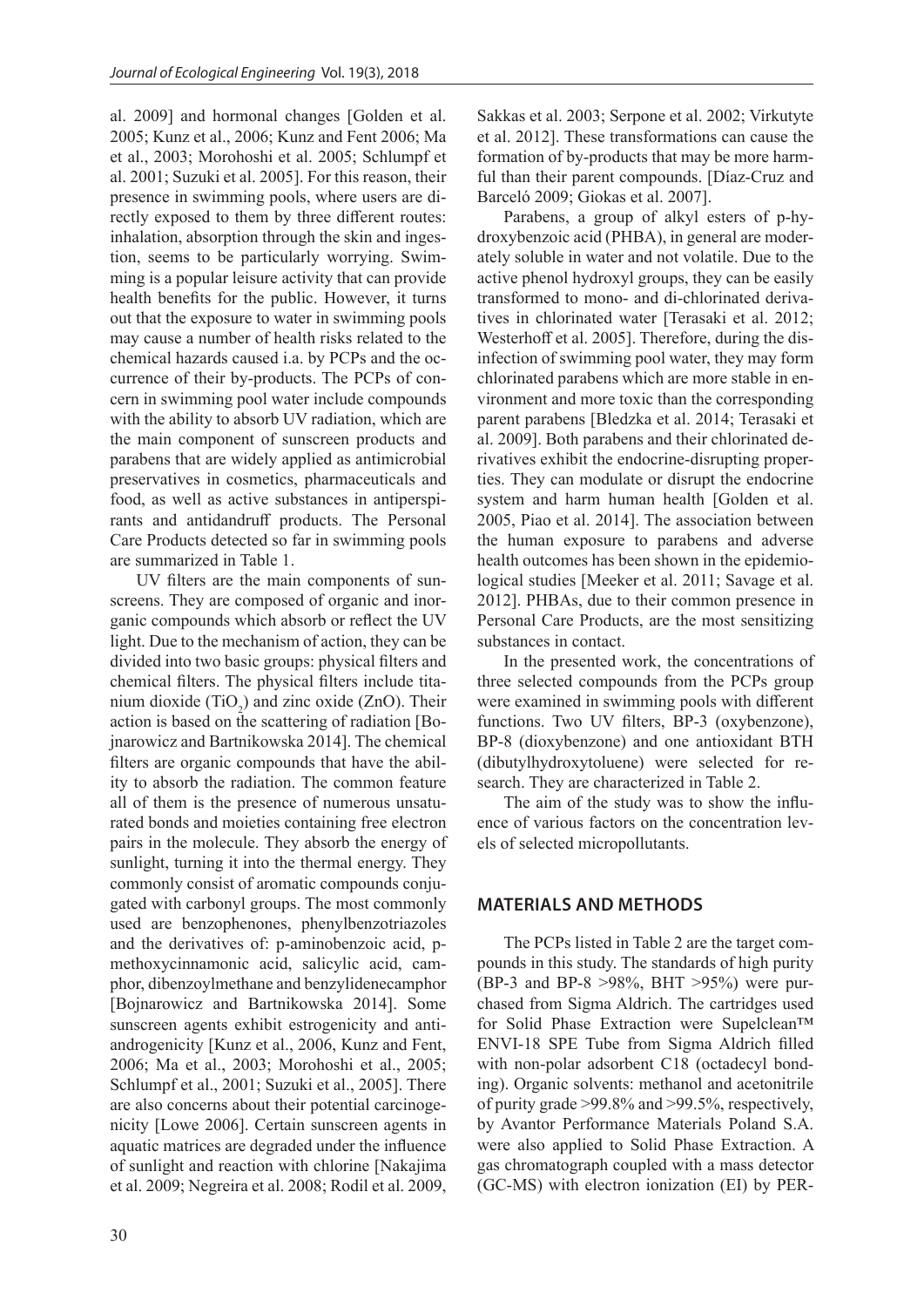al. 2009] and hormonal changes [Golden et al. 2005; Kunz et al., 2006; Kunz and Fent 2006; Ma et al., 2003; Morohoshi et al. 2005; Schlumpf et al. 2001; Suzuki et al. 2005]. For this reason, their presence in swimming pools, where users are directly exposed to them by three different routes: inhalation, absorption through the skin and ingestion, seems to be particularly worrying. Swimming is a popular leisure activity that can provide health benefits for the public. However, it turns out that the exposure to water in swimming pools may cause a number of health risks related to the chemical hazards caused i.a. by PCPs and the occurrence of their by-products. The PCPs of concern in swimming pool water include compounds with the ability to absorb UV radiation, which are the main component of sunscreen products and parabens that are widely applied as antimicrobial preservatives in cosmetics, pharmaceuticals and food, as well as active substances in antiperspirants and antidandruff products. The Personal Care Products detected so far in swimming pools are summarized in Table 1.

UV filters are the main components of sunscreens. They are composed of organic and inorganic compounds which absorb or reflect the UV light. Due to the mechanism of action, they can be divided into two basic groups: physical filters and chemical filters. The physical filters include titanium dioxide ($TiO_2$) and zinc oxide (ZnO). Their action is based on the scattering of radiation [Bojnarowicz and Bartnikowska 2014]. The chemical filters are organic compounds that have the ability to absorb the radiation. The common feature all of them is the presence of numerous unsaturated bonds and moieties containing free electron pairs in the molecule. They absorb the energy of sunlight, turning it into the thermal energy. They commonly consist of aromatic compounds conjugated with carbonyl groups. The most commonly used are benzophenones, phenylbenzotriazoles and the derivatives of: p-aminobenzoic acid, p-methoxycinnamonic acid, salicylic acid, camphor, dibenzoylmethane and benzylidenecamphor [Bojnarowicz and Bartnikowska 2014]. Some sunscreen agents exhibit estrogenicity and anti-androgenicity [Kunz et al., 2006, Kunz and Fent, 2006; Ma et al., 2003; Morohoshi et al., 2005; Schlumpf et al., 2001; Suzuki et al., 2005]. There are also concerns about their potential carcinogenicity [Lowe 2006]. Certain sunscreen agents in aquatic matrices are degraded under the influence of sunlight and reaction with chlorine [Nakajima et al. 2009; Negreira et al. 2008; Rodil et al. 2009, Sakkas et al. 2003; Serpone et al. 2002; Virkutyte et al. 2012]. These transformations can cause the formation of by-products that may be more harmful than their parent compounds. [Díaz-Cruz and Barceló 2009; Giokas et al. 2007].

Parabens, a group of alkyl esters of p-hydroxybenzoic acid (PHBA), in general are moderately soluble in water and not volatile. Due to the active phenol hydroxyl groups, they can be easily transformed to mono- and di-chlorinated derivatives in chlorinated water [Terasaki et al. 2012; Westerhoff et al. 2005]. Therefore, during the disinfection of swimming pool water, they may form chlorinated parabens which are more stable in environment and more toxic than the corresponding parent parabens [Bledzka et al. 2014; Terasaki et al. 2009]. Both parabens and their chlorinated derivatives exhibit the endocrine-disrupting properties. They can modulate or disrupt the endocrine system and harm human health [Golden et al. 2005, Piao et al. 2014]. The association between the human exposure to parabens and adverse health outcomes has been shown in the epidemiological studies [Meeker et al. 2011; Savage et al. 2012]. PHBAs, due to their common presence in Personal Care Products, are the most sensitizing substances in contact.

In the presented work, the concentrations of three selected compounds from the PCPs group were examined in swimming pools with different functions. Two UV filters, BP-3 (oxybenzone), BP-8 (dioxybenzone) and one antioxidant BTH (dibutylhydroxytoluene) were selected for research. They are characterized in Table 2.

The aim of the study was to show the influence of various factors on the concentration levels of selected micropollutants.

## MATERIALS AND METHODS

The PCPs listed in Table 2 are the target compounds in this study. The standards of high purity (BP-3 and BP-8 >98%, BHT >95%) were purchased from Sigma Aldrich. The cartridges used for Solid Phase Extraction were Supelclean™ ENVI-18 SPE Tube from Sigma Aldrich filled with non-polar adsorbent C18 (octadecyl bonding). Organic solvents: methanol and acetonitrile of purity grade >99.8% and >99.5%, respectively, by Avantor Performance Materials Poland S.A. were also applied to Solid Phase Extraction. A gas chromatograph coupled with a mass detector (GC-MS) with electron ionization (EI) by PER-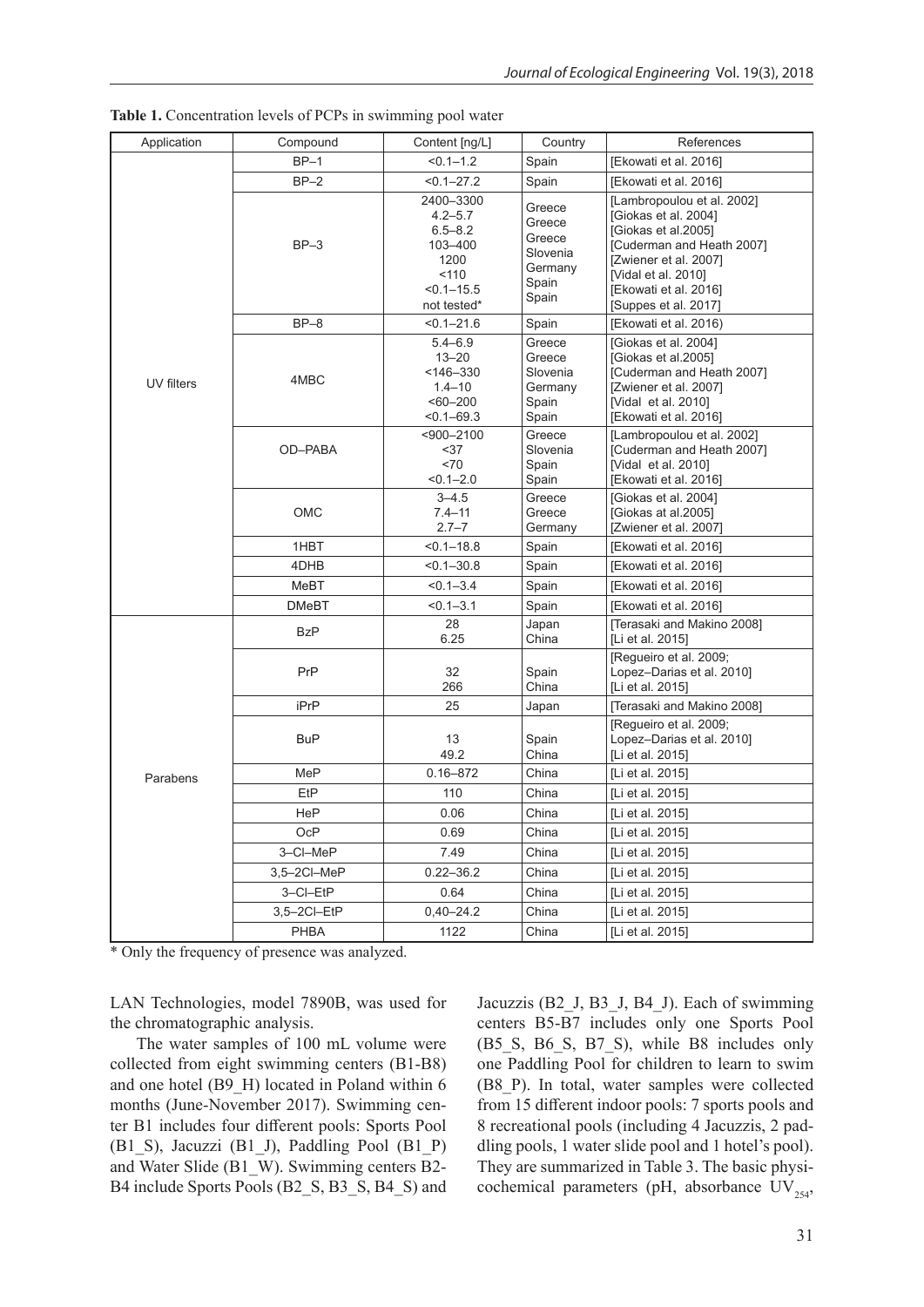**Table 1.** Concentration levels of PCPs in swimming pool water

| Application | Compound | Content [ng/L] | Country | References |
|---|---|---|---|---|
| UV filters | BP–1 | <0.1–1.2 | Spain | [Ekowati et al. 2016] |
| | BP–2 | <0.1–27.2 | Spain | [Ekowati et al. 2016] |
| | BP–3 | 2400–3300<br>4.2–5.7<br>6.5–8.2<br>103–400<br>1200<br><110<br><0.1–15.5<br>not tested* | Greece<br>Greece<br>Greece<br>Slovenia<br>Germany<br>Spain<br>Spain | [Lambropoulou et al. 2002]<br>[Giokas et al. 2004]<br>[Giokas et al.2005]<br>[Cuderman and Heath 2007]<br>[Zwiener et al. 2007]<br>[Vidal et al. 2010]<br>[Ekowati et al. 2016]<br>[Suppes et al. 2017] |
| | BP–8 | <0.1–21.6 | Spain | [Ekowati et al. 2016) |
| | 4MBC | 5.4–6.9<br>13–20<br><146–330<br>1.4–10<br><60–200<br><0.1–69.3 | Greece<br>Greece<br>Slovenia<br>Germany<br>Spain<br>Spain | [Giokas et al. 2004]<br>[Giokas et al.2005]<br>[Cuderman and Heath 2007]<br>[Zwiener et al. 2007]<br>[Vidal et al. 2010]<br>[Ekowati et al. 2016] |
| | OD–PABA | <900–2100<br><37<br><70<br><0.1–2.0 | Greece<br>Slovenia<br>Spain<br>Spain | [Lambropoulou et al. 2002]<br>[Cuderman and Heath 2007]<br>[Vidal et al. 2010]<br>[Ekowati et al. 2016] |
| | OMC | 3–4.5<br>7.4–11<br>2.7–7 | Greece<br>Greece<br>Germany | [Giokas et al. 2004]<br>[Giokas at al.2005]<br>[Zwiener et al. 2007] |
| | 1HBT | <0.1–18.8 | Spain | [Ekowati et al. 2016] |
| | 4DHB | <0.1–30.8 | Spain | [Ekowati et al. 2016] |
| | MeBT | <0.1–3.4 | Spain | [Ekowati et al. 2016] |
| | DMeBT | <0.1–3.1 | Spain | [Ekowati et al. 2016] |
| Parabens | BzP | 28<br>6.25 | Japan<br>China | [Terasaki and Makino 2008]<br>[Li et al. 2015] |
| | PrP | 32<br>266 | Spain<br>China | [Regueiro et al. 2009;<br>Lopez–Darias et al. 2010]<br>[Li et al. 2015] |
| | iPrP | 25 | Japan | [Terasaki and Makino 2008] |
| | BuP | 13<br>49.2 | Spain<br>China | [Regueiro et al. 2009;<br>Lopez–Darias et al. 2010]<br>[Li et al. 2015] |
| | MeP | 0.16–872 | China | [Li et al. 2015] |
| | EtP | 110 | China | [Li et al. 2015] |
| | HeP | 0.06 | China | [Li et al. 2015] |
| | OcP | 0.69 | China | [Li et al. 2015] |
| | 3–Cl–MeP | 7.49 | China | [Li et al. 2015] |
| | 3,5–2Cl–MeP | 0.22–36.2 | China | [Li et al. 2015] |
| | 3–Cl–EtP | 0.64 | China | [Li et al. 2015] |
| | 3,5–2Cl–EtP | 0,40–24.2 | China | [Li et al. 2015] |
| | PHBA | 1122 | China | [Li et al. 2015] |

* Only the frequency of presence was analyzed.

LAN Technologies, model 7890B, was used for the chromatographic analysis.

The water samples of 100 mL volume were collected from eight swimming centers (B1-B8) and one hotel (B9_H) located in Poland within 6 months (June-November 2017). Swimming center B1 includes four different pools: Sports Pool (B1_S), Jacuzzi (B1_J), Paddling Pool (B1_P) and Water Slide (B1_W). Swimming centers B2-B4 include Sports Pools (B2_S, B3_S, B4_S) and Jacuzzis (B2_J, B3_J, B4_J). Each of swimming centers B5-B7 includes only one Sports Pool (B5_S, B6_S, B7_S), while B8 includes only one Paddling Pool for children to learn to swim (B8_P). In total, water samples were collected from 15 different indoor pools: 7 sports pools and 8 recreational pools (including 4 Jacuzzis, 2 paddling pools, 1 water slide pool and 1 hotel's pool). They are summarized in Table 3. The basic physicochemical parameters (pH, absorbance $UV_{254}$,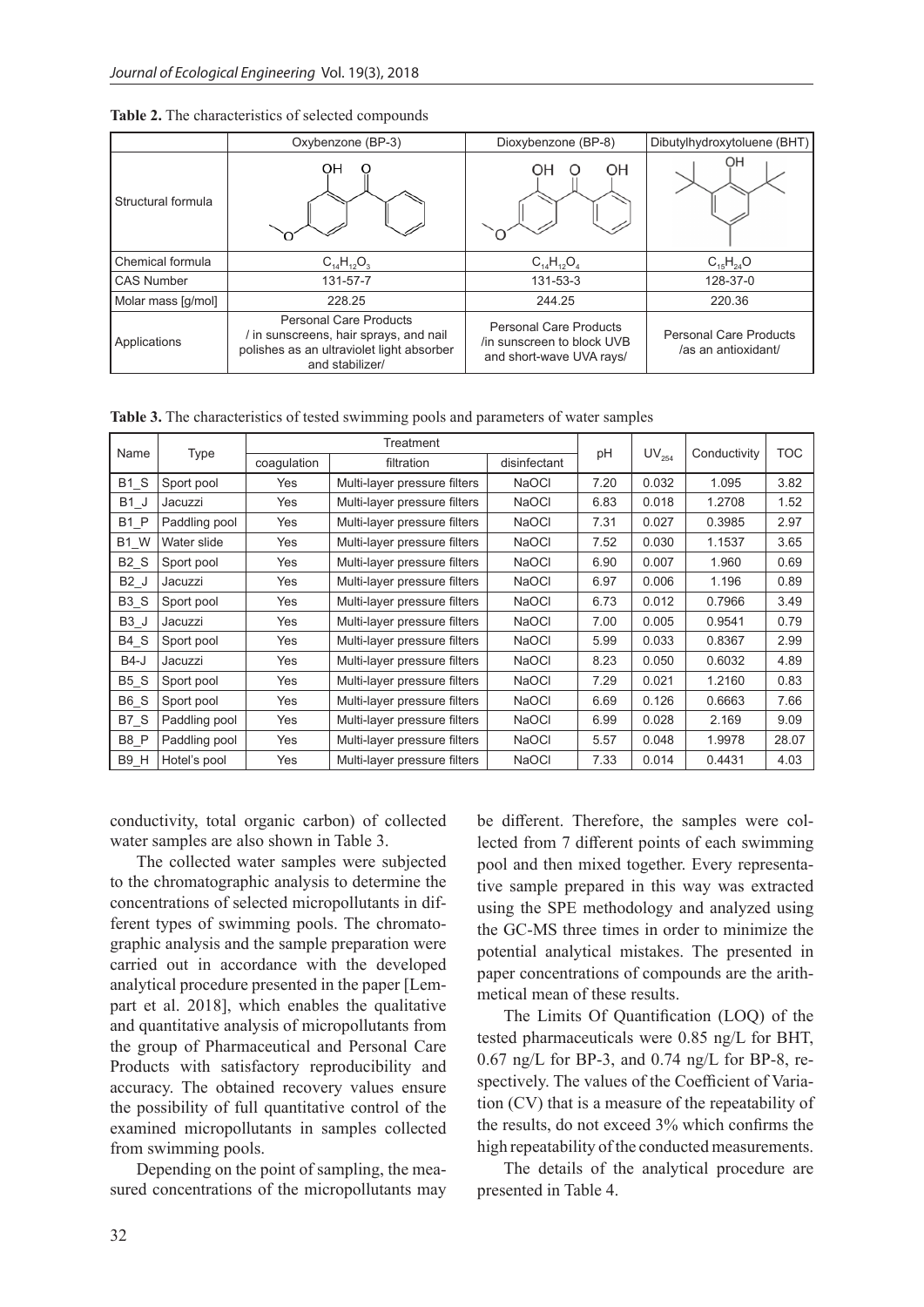**Table 2.** The characteristics of selected compounds

| | Oxybenzone (BP-3) | Dioxybenzone (BP-8) | Dibutylhydroxytoluene (BHT) |
|---|---|---|---|
| Structural formula | | | |
| Chemical formula | $C_{14}H_{12}O_3$ | $C_{14}H_{12}O_4$ | $C_{15}H_{24}O$ |
| CAS Number | 131-57-7 | 131-53-3 | 128-37-0 |
| Molar mass [g/mol] | 228.25 | 244.25 | 220.36 |
| Applications | Personal Care Products / in sunscreens, hair sprays, and nail polishes as an ultraviolet light absorber and stabilizer/ | Personal Care Products /in sunscreen to block UVB and short-wave UVA rays/ | Personal Care Products /as an antioxidant/ |

**Table 3.** The characteristics of tested swimming pools and parameters of water samples

| Name | Type | Treatment | | | pH | $UV_{254}$ | Conductivity | TOC |
|---|---|---|---|---|---|---|---|---|
| | | coagulation | filtration | disinfectant | | | | |
| B1_S | Sport pool | Yes | Multi-layer pressure filters | NaOCl | 7.20 | 0.032 | 1.095 | 3.82 |
| B1_J | Jacuzzi | Yes | Multi-layer pressure filters | NaOCl | 6.83 | 0.018 | 1.2708 | 1.52 |
| B1_P | Paddling pool | Yes | Multi-layer pressure filters | NaOCl | 7.31 | 0.027 | 0.3985 | 2.97 |
| B1_W | Water slide | Yes | Multi-layer pressure filters | NaOCl | 7.52 | 0.030 | 1.1537 | 3.65 |
| B2_S | Sport pool | Yes | Multi-layer pressure filters | NaOCl | 6.90 | 0.007 | 1.960 | 0.69 |
| B2_J | Jacuzzi | Yes | Multi-layer pressure filters | NaOCl | 6.97 | 0.006 | 1.196 | 0.89 |
| B3_S | Sport pool | Yes | Multi-layer pressure filters | NaOCl | 6.73 | 0.012 | 0.7966 | 3.49 |
| B3_J | Jacuzzi | Yes | Multi-layer pressure filters | NaOCl | 7.00 | 0.005 | 0.9541 | 0.79 |
| B4_S | Sport pool | Yes | Multi-layer pressure filters | NaOCl | 5.99 | 0.033 | 0.8367 | 2.99 |
| B4-J | Jacuzzi | Yes | Multi-layer pressure filters | NaOCl | 8.23 | 0.050 | 0.6032 | 4.89 |
| B5_S | Sport pool | Yes | Multi-layer pressure filters | NaOCl | 7.29 | 0.021 | 1.2160 | 0.83 |
| B6_S | Sport pool | Yes | Multi-layer pressure filters | NaOCl | 6.69 | 0.126 | 0.6663 | 7.66 |
| B7_S | Paddling pool | Yes | Multi-layer pressure filters | NaOCl | 6.99 | 0.028 | 2.169 | 9.09 |
| B8_P | Paddling pool | Yes | Multi-layer pressure filters | NaOCl | 5.57 | 0.048 | 1.9978 | 28.07 |
| B9_H | Hotel's pool | Yes | Multi-layer pressure filters | NaOCl | 7.33 | 0.014 | 0.4431 | 4.03 |

conductivity, total organic carbon) of collected water samples are also shown in Table 3.

The collected water samples were subjected to the chromatographic analysis to determine the concentrations of selected micropollutants in different types of swimming pools. The chromatographic analysis and the sample preparation were carried out in accordance with the developed analytical procedure presented in the paper [Lempart et al. 2018], which enables the qualitative and quantitative analysis of micropollutants from the group of Pharmaceutical and Personal Care Products with satisfactory reproducibility and accuracy. The obtained recovery values ensure the possibility of full quantitative control of the examined micropollutants in samples collected from swimming pools.

Depending on the point of sampling, the measured concentrations of the micropollutants may be different. Therefore, the samples were collected from 7 different points of each swimming pool and then mixed together. Every representative sample prepared in this way was extracted using the SPE methodology and analyzed using the GC-MS three times in order to minimize the potential analytical mistakes. The presented in paper concentrations of compounds are the arithmetical mean of these results.

The Limits Of Quantification (LOQ) of the tested pharmaceuticals were 0.85 ng/L for BHT, 0.67 ng/L for BP-3, and 0.74 ng/L for BP-8, respectively. The values of the Coefficient of Variation (CV) that is a measure of the repeatability of the results, do not exceed 3% which confirms the high repeatability of the conducted measurements.

The details of the analytical procedure are presented in Table 4.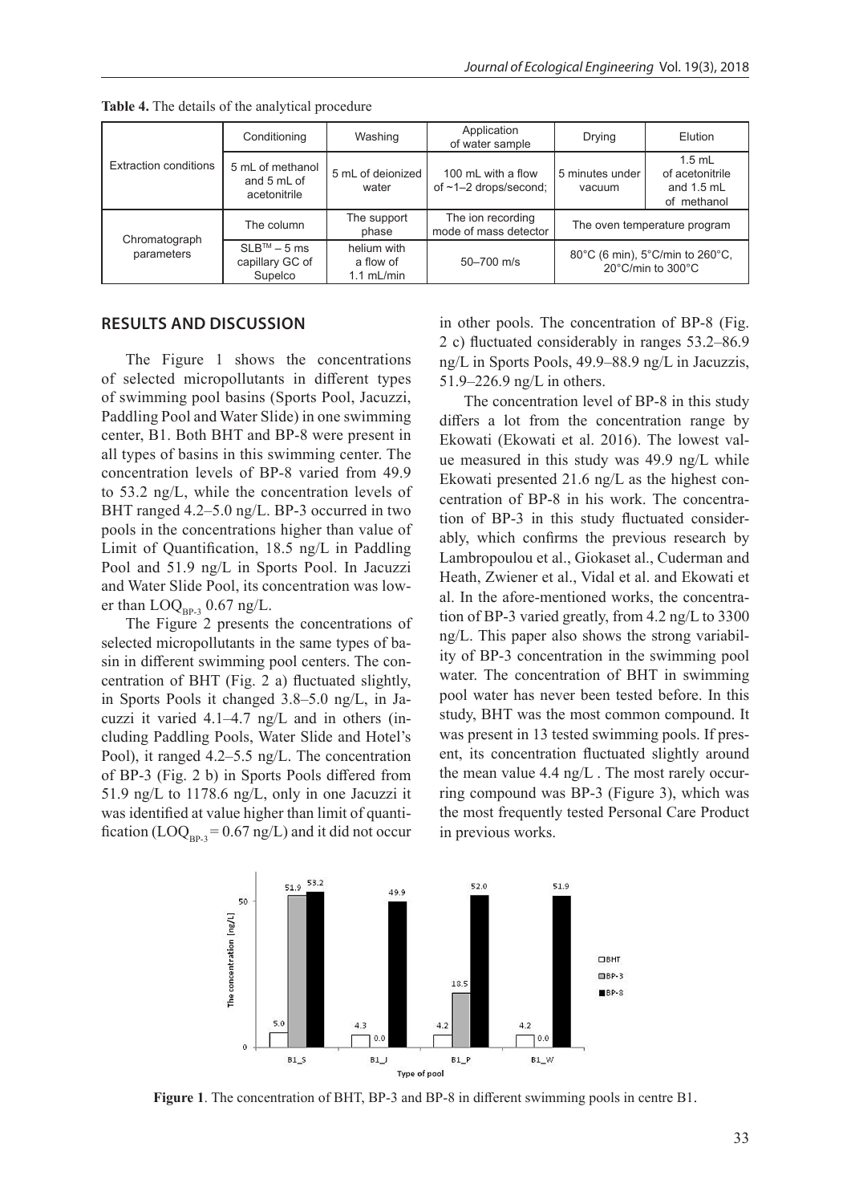**Table 4.** The details of the analytical procedure

| | Conditioning | Washing | Application of water sample | Drying | Elution |
|---|---|---|---|---|---|
| Extraction conditions | 5 mL of methanol and 5 mL of acetonitrile | 5 mL of deionized water | 100 mL with a flow of ~1–2 drops/second; | 5 minutes under vacuum | 1.5 mL of acetonitrile and 1.5 mL of methanol |
| Chromatograph parameters | The column | The support phase | The ion recording mode of mass detector | The oven temperature program | |
| | SLB™ – 5 ms capillary GC of Supelco | helium with a flow of 1.1 mL/min | 50–700 m/s | 80°C (6 min), 5°C/min to 260°C, 20°C/min to 300°C | |

## RESULTS AND DISCUSSION

The Figure 1 shows the concentrations of selected micropollutants in different types of swimming pool basins (Sports Pool, Jacuzzi, Paddling Pool and Water Slide) in one swimming center, B1. Both BHT and BP-8 were present in all types of basins in this swimming center. The concentration levels of BP-8 varied from 49.9 to 53.2 ng/L, while the concentration levels of BHT ranged 4.2–5.0 ng/L. BP-3 occurred in two pools in the concentrations higher than value of Limit of Quantification, 18.5 ng/L in Paddling Pool and 51.9 ng/L in Sports Pool. In Jacuzzi and Water Slide Pool, its concentration was lower than $LOQ_{BP-3}$ 0.67 ng/L.

The Figure 2 presents the concentrations of selected micropollutants in the same types of basin in different swimming pool centers. The concentration of BHT (Fig. 2 a) fluctuated slightly, in Sports Pools it changed 3.8–5.0 ng/L, in Jacuzzi it varied 4.1–4.7 ng/L and in others (including Paddling Pools, Water Slide and Hotel's Pool), it ranged 4.2–5.5 ng/L. The concentration of BP-3 (Fig. 2 b) in Sports Pools differed from 51.9 ng/L to 1178.6 ng/L, only in one Jacuzzi it was identified at value higher than limit of quantification ($LOQ_{BP-3}$ = 0.67 ng/L) and it did not occur in other pools. The concentration of BP-8 (Fig. 2 c) fluctuated considerably in ranges 53.2–86.9 ng/L in Sports Pools, 49.9–88.9 ng/L in Jacuzzis, 51.9–226.9 ng/L in others.

The concentration level of BP-8 in this study differs a lot from the concentration range by Ekowati (Ekowati et al. 2016). The lowest value measured in this study was 49.9 ng/L while Ekowati presented 21.6 ng/L as the highest concentration of BP-8 in his work. The concentration of BP-3 in this study fluctuated considerably, which confirms the previous research by Lambropoulou et al., Giokaset al., Cuderman and Heath, Zwiener et al., Vidal et al. and Ekowati et al. In the afore-mentioned works, the concentration of BP-3 varied greatly, from 4.2 ng/L to 3300 ng/L. This paper also shows the strong variability of BP-3 concentration in the swimming pool water. The concentration of BHT in swimming pool water has never been tested before. In this study, BHT was the most common compound. It was present in 13 tested swimming pools. If present, its concentration fluctuated slightly around the mean value 4.4 ng/L . The most rarely occurring compound was BP-3 (Figure 3), which was the most frequently tested Personal Care Product in previous works.

**Figure 1**. The concentration of BHT, BP-3 and BP-8 in different swimming pools in centre B1.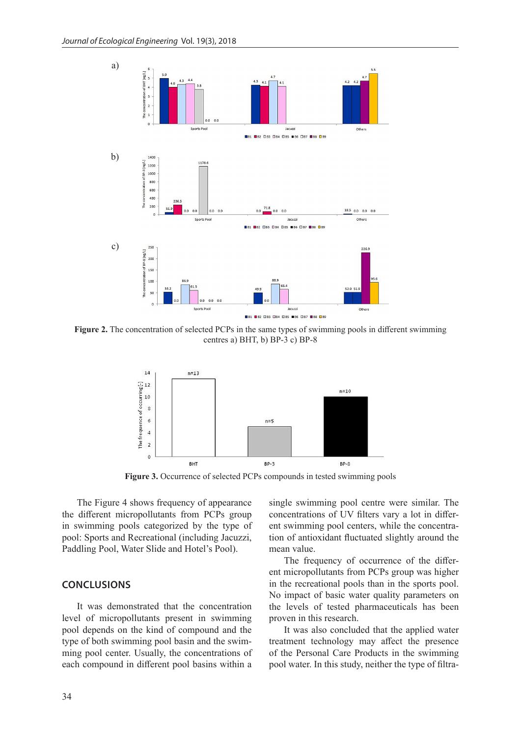**Figure 2.** The concentration of selected PCPs in the same types of swimming pools in different swimming centres a) BHT, b) BP-3 c) BP-8

**Figure 3.** Occurrence of selected PCPs compounds in tested swimming pools

The Figure 4 shows frequency of appearance the different micropollutants from PCPs group in swimming pools categorized by the type of pool: Sports and Recreational (including Jacuzzi, Paddling Pool, Water Slide and Hotel's Pool).

## CONCLUSIONS

It was demonstrated that the concentration level of micropollutants present in swimming pool depends on the kind of compound and the type of both swimming pool basin and the swimming pool center. Usually, the concentrations of each compound in different pool basins within a single swimming pool centre were similar. The concentrations of UV filters vary a lot in different swimming pool centers, while the concentration of antioxidant fluctuated slightly around the mean value.

The frequency of occurrence of the different micropollutants from PCPs group was higher in the recreational pools than in the sports pool. No impact of basic water quality parameters on the levels of tested pharmaceuticals has been proven in this research.

It was also concluded that the applied water treatment technology may affect the presence of the Personal Care Products in the swimming pool water. In this study, neither the type of filtra-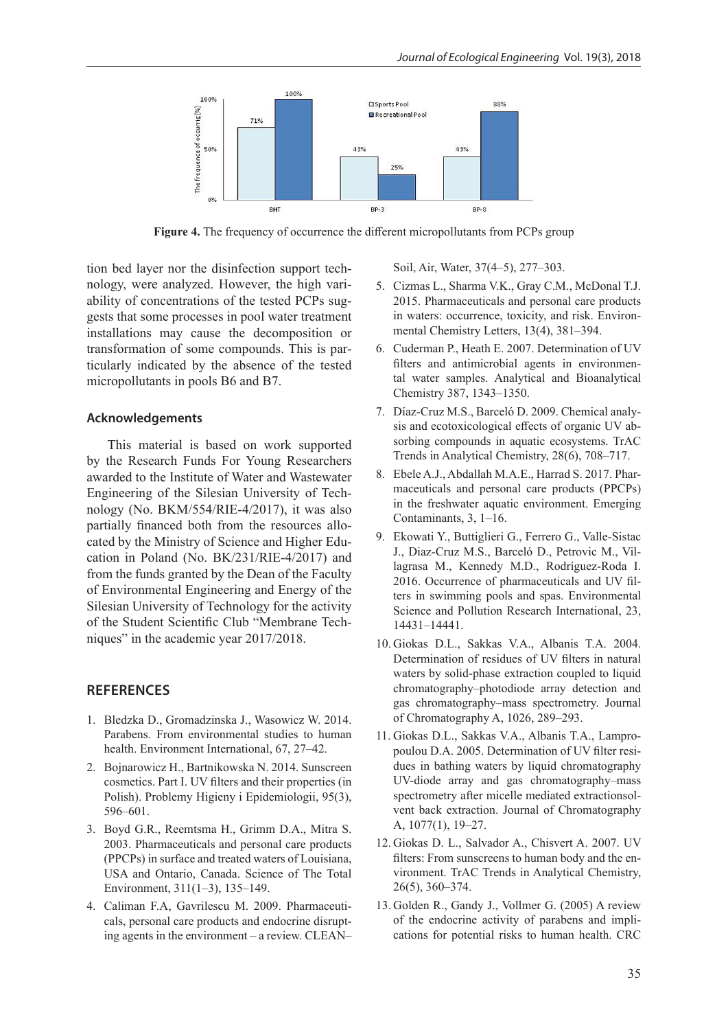**Figure 4.** The frequency of occurrence the different micropollutants from PCPs group

tion bed layer nor the disinfection support technology, were analyzed. However, the high variability of concentrations of the tested PCPs suggests that some processes in pool water treatment installations may cause the decomposition or transformation of some compounds. This is particularly indicated by the absence of the tested micropollutants in pools B6 and B7.

### Acknowledgements

This material is based on work supported by the Research Funds For Young Researchers awarded to the Institute of Water and Wastewater Engineering of the Silesian University of Technology (No. BKM/554/RIE-4/2017), it was also partially financed both from the resources allocated by the Ministry of Science and Higher Education in Poland (No. BK/231/RIE-4/2017) and from the funds granted by the Dean of the Faculty of Environmental Engineering and Energy of the Silesian University of Technology for the activity of the Student Scientific Club "Membrane Techniques" in the academic year 2017/2018.

## REFERENCES

1. Bledzka D., Gromadzinska J., Wasowicz W. 2014. Parabens. From environmental studies to human health. Environment International, 67, 27–42.
2. Bojnarowicz H., Bartnikowska N. 2014. Sunscreen cosmetics. Part I. UV filters and their properties (in Polish). Problemy Higieny i Epidemiologii, 95(3), 596–601.
3. Boyd G.R., Reemtsma H., Grimm D.A., Mitra S. 2003. Pharmaceuticals and personal care products (PPCPs) in surface and treated waters of Louisiana, USA and Ontario, Canada. Science of The Total Environment, 311(1–3), 135–149.
4. Caliman F.A, Gavrilescu M. 2009. Pharmaceuticals, personal care products and endocrine disrupting agents in the environment – a review. CLEAN–Soil, Air, Water, 37(4–5), 277–303.
5. Cizmas L., Sharma V.K., Gray C.M., McDonal T.J. 2015. Pharmaceuticals and personal care products in waters: occurrence, toxicity, and risk. Environmental Chemistry Letters, 13(4), 381–394.
6. Cuderman P., Heath E. 2007. Determination of UV filters and antimicrobial agents in environmental water samples. Analytical and Bioanalytical Chemistry 387, 1343–1350.
7. Díaz-Cruz M.S., Barceló D. 2009. Chemical analysis and ecotoxicological effects of organic UV absorbing compounds in aquatic ecosystems. TrAC Trends in Analytical Chemistry, 28(6), 708–717.
8. Ebele A.J., Abdallah M.A.E., Harrad S. 2017. Pharmaceuticals and personal care products (PPCPs) in the freshwater aquatic environment. Emerging Contaminants, 3, 1–16.
9. Ekowati Y., Buttiglieri G., Ferrero G., Valle-Sistac J., Diaz-Cruz M.S., Barceló D., Petrovic M., Villagrasa M., Kennedy M.D., Rodríguez-Roda I. 2016. Occurrence of pharmaceuticals and UV filters in swimming pools and spas. Environmental Science and Pollution Research International, 23, 14431–14441.
10. Giokas D.L., Sakkas V.A., Albanis T.A. 2004. Determination of residues of UV filters in natural waters by solid-phase extraction coupled to liquid chromatography–photodiode array detection and gas chromatography–mass spectrometry. Journal of Chromatography A, 1026, 289–293.
11. Giokas D.L., Sakkas V.A., Albanis T.A., Lampropoulou D.A. 2005. Determination of UV filter residues in bathing waters by liquid chromatography UV-diode array and gas chromatography–mass spectrometry after micelle mediated extractionsolvent back extraction. Journal of Chromatography A, 1077(1), 19–27.
12. Giokas D. L., Salvador A., Chisvert A. 2007. UV filters: From sunscreens to human body and the environment. TrAC Trends in Analytical Chemistry, 26(5), 360–374.
13. Golden R., Gandy J., Vollmer G. (2005) A review of the endocrine activity of parabens and implications for potential risks to human health. CRC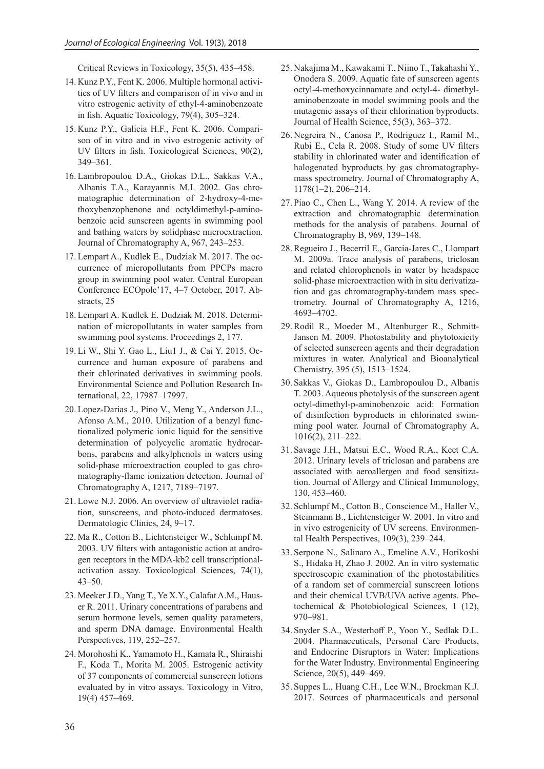Critical Reviews in Toxicology, 35(5), 435–458.

14. Kunz P.Y., Fent K. 2006. Multiple hormonal activities of UV filters and comparison of in vivo and in vitro estrogenic activity of ethyl-4-aminobenzoate in fish. Aquatic Toxicology, 79(4), 305–324.
15. Kunz P.Y., Galicia H.F., Fent K. 2006. Comparison of in vitro and in vivo estrogenic activity of UV filters in fish. Toxicological Sciences, 90(2), 349–361.
16. Lambropoulou D.A., Giokas D.L., Sakkas V.A., Albanis T.A., Karayannis M.I. 2002. Gas chromatographic determination of 2-hydroxy-4-methoxybenzophenone and octyldimethyl-p-aminobenzoic acid sunscreen agents in swimming pool and bathing waters by solidphase microextraction. Journal of Chromatography A, 967, 243–253.
17. Lempart A., Kudlek E., Dudziak M. 2017. The occurrence of micropollutants from PPCPs macro group in swimming pool water. Central European Conference ECOpole'17, 4–7 October, 2017. Abstracts, 25
18. Lempart A. Kudlek E. Dudziak M. 2018. Determination of micropollutants in water samples from swimming pool systems. Proceedings 2, 177.
19. Li W., Shi Y. Gao L., Liu1 J., & Cai Y. 2015. Occurrence and human exposure of parabens and their chlorinated derivatives in swimming pools. Environmental Science and Pollution Research International, 22, 17987–17997.
20. Lopez-Darias J., Pino V., Meng Y., Anderson J.L., Afonso A.M., 2010. Utilization of a benzyl functionalized polymeric ionic liquid for the sensitive determination of polycyclic aromatic hydrocarbons, parabens and alkylphenols in waters using solid-phase microextraction coupled to gas chromatography-flame ionization detection. Journal of Chromatography A, 1217, 7189–7197.
21. Lowe N.J. 2006. An overview of ultraviolet radiation, sunscreens, and photo-induced dermatoses. Dermatologic Clinics, 24, 9–17.
22. Ma R., Cotton B., Lichtensteiger W., Schlumpf M. 2003. UV filters with antagonistic action at androgen receptors in the MDA-kb2 cell transcriptional-activation assay. Toxicological Sciences, 74(1), 43–50.
23. Meeker J.D., Yang T., Ye X.Y., Calafat A.M., Hauser R. 2011. Urinary concentrations of parabens and serum hormone levels, semen quality parameters, and sperm DNA damage. Environmental Health Perspectives, 119, 252–257.
24. Morohoshi K., Yamamoto H., Kamata R., Shiraishi F., Koda T., Morita M. 2005. Estrogenic activity of 37 components of commercial sunscreen lotions evaluated by in vitro assays. Toxicology in Vitro, 19(4) 457–469.
25. Nakajima M., Kawakami T., Niino T., Takahashi Y., Onodera S. 2009. Aquatic fate of sunscreen agents octyl-4-methoxycinnamate and octyl-4- dimethylaminobenzoate in model swimming pools and the mutagenic assays of their chlorination byproducts. Journal of Health Science, 55(3), 363–372.
26. Negreira N., Canosa P., Rodríguez I., Ramil M., Rubi E., Cela R. 2008. Study of some UV filters stability in chlorinated water and identification of halogenated byproducts by gas chromatography-mass spectrometry. Journal of Chromatography A, 1178(1–2), 206–214.
27. Piao C., Chen L., Wang Y. 2014. A review of the extraction and chromatographic determination methods for the analysis of parabens. Journal of Chromatography B, 969, 139–148.
28. Regueiro J., Becerril E., Garcia-Jares C., Llompart M. 2009a. Trace analysis of parabens, triclosan and related chlorophenols in water by headspace solid-phase microextraction with in situ derivatization and gas chromatography-tandem mass spectrometry. Journal of Chromatography A, 1216, 4693–4702.
29. Rodil R., Moeder M., Altenburger R., Schmitt-Jansen M. 2009. Photostability and phytotoxicity of selected sunscreen agents and their degradation mixtures in water. Analytical and Bioanalytical Chemistry, 395 (5), 1513–1524.
30. Sakkas V., Giokas D., Lambropoulou D., Albanis T. 2003. Aqueous photolysis of the sunscreen agent octyl-dimethyl-p-aminobenzoic acid: Formation of disinfection byproducts in chlorinated swimming pool water. Journal of Chromatography A, 1016(2), 211–222.
31. Savage J.H., Matsui E.C., Wood R.A., Keet C.A. 2012. Urinary levels of triclosan and parabens are associated with aeroallergen and food sensitization. Journal of Allergy and Clinical Immunology, 130, 453–460.
32. Schlumpf M., Cotton B., Conscience M., Haller V., Steinmann B., Lichtensteiger W. 2001. In vitro and in vivo estrogenicity of UV screens. Environmental Health Perspectives, 109(3), 239–244.
33. Serpone N., Salinaro A., Emeline A.V., Horikoshi S., Hidaka H, Zhao J. 2002. An in vitro systematic spectroscopic examination of the photostabilities of a random set of commercial sunscreen lotions and their chemical UVB/UVA active agents. Photochemical & Photobiological Sciences, 1 (12), 970–981.
34. Snyder S.A., Westerhoff P., Yoon Y., Sedlak D.L. 2004. Pharmaceuticals, Personal Care Products, and Endocrine Disruptors in Water: Implications for the Water Industry. Environmental Engineering Science, 20(5), 449–469.
35. Suppes L., Huang C.H., Lee W.N., Brockman K.J. 2017. Sources of pharmaceuticals and personal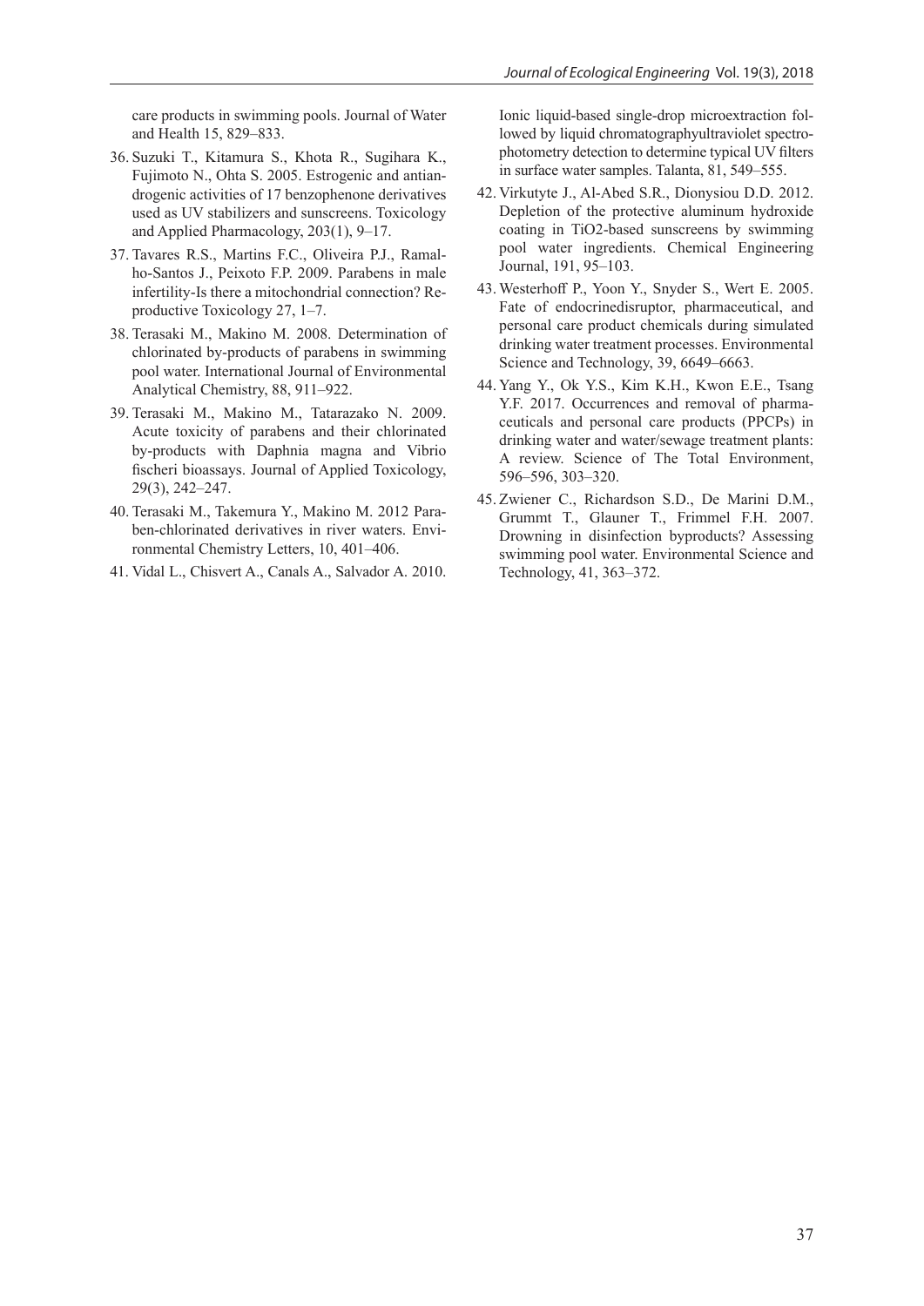care products in swimming pools. Journal of Water and Health 15, 829–833.

36. Suzuki T., Kitamura S., Khota R., Sugihara K., Fujimoto N., Ohta S. 2005. Estrogenic and antiandrogenic activities of 17 benzophenone derivatives used as UV stabilizers and sunscreens. Toxicology and Applied Pharmacology, 203(1), 9–17.
37. Tavares R.S., Martins F.C., Oliveira P.J., Ramalho-Santos J., Peixoto F.P. 2009. Parabens in male infertility-Is there a mitochondrial connection? Reproductive Toxicology 27, 1–7.
38. Terasaki M., Makino M. 2008. Determination of chlorinated by-products of parabens in swimming pool water. International Journal of Environmental Analytical Chemistry, 88, 911–922.
39. Terasaki M., Makino M., Tatarazako N. 2009. Acute toxicity of parabens and their chlorinated by-products with Daphnia magna and Vibrio fischeri bioassays. Journal of Applied Toxicology, 29(3), 242–247.
40. Terasaki M., Takemura Y., Makino M. 2012 Paraben-chlorinated derivatives in river waters. Environmental Chemistry Letters, 10, 401–406.
41. Vidal L., Chisvert A., Canals A., Salvador A. 2010. Ionic liquid-based single-drop microextraction followed by liquid chromatographyultraviolet spectrophotometry detection to determine typical UV filters in surface water samples. Talanta, 81, 549–555.
42. Virkutyte J., Al-Abed S.R., Dionysiou D.D. 2012. Depletion of the protective aluminum hydroxide coating in TiO2-based sunscreens by swimming pool water ingredients. Chemical Engineering Journal, 191, 95–103.
43. Westerhoff P., Yoon Y., Snyder S., Wert E. 2005. Fate of endocrinedisruptor, pharmaceutical, and personal care product chemicals during simulated drinking water treatment processes. Environmental Science and Technology, 39, 6649–6663.
44. Yang Y., Ok Y.S., Kim K.H., Kwon E.E., Tsang Y.F. 2017. Occurrences and removal of pharmaceuticals and personal care products (PPCPs) in drinking water and water/sewage treatment plants: A review. Science of The Total Environment, 596–596, 303–320.
45. Zwiener C., Richardson S.D., De Marini D.M., Grummt T., Glauner T., Frimmel F.H. 2007. Drowning in disinfection byproducts? Assessing swimming pool water. Environmental Science and Technology, 41, 363–372.